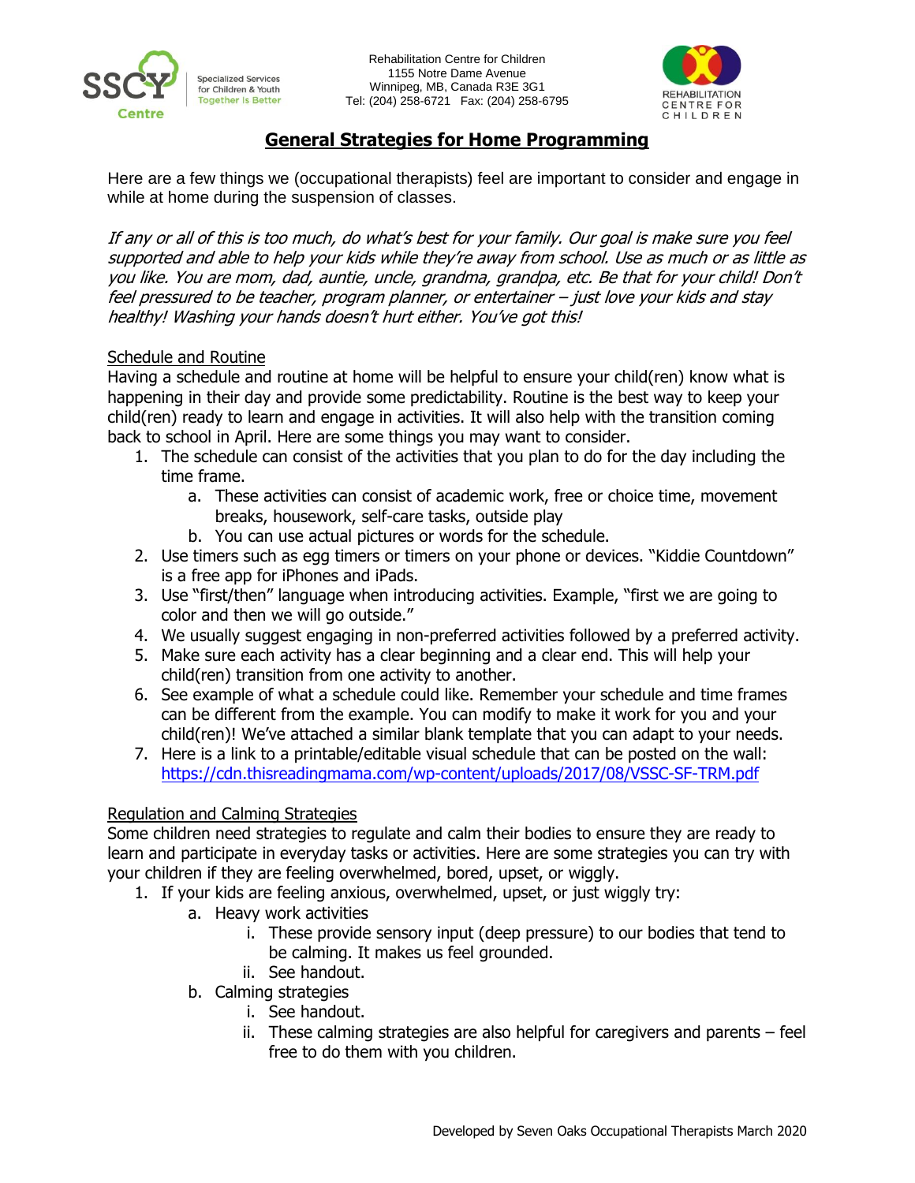Rehabilitation Centre for Children
1155 Notre Dame Avenue
Winnipeg, MB, Canada R3E 3G1
Tel: (204) 258-6721 Fax: (204) 258-6795

# General Strategies for Home Programming

Here are a few things we (occupational therapists) feel are important to consider and engage in while at home during the suspension of classes.

*If any or all of this is too much, do what's best for your family. Our goal is make sure you feel supported and able to help your kids while they're away from school. Use as much or as little as you like. You are mom, dad, auntie, uncle, grandma, grandpa, etc. Be that for your child! Don't feel pressured to be teacher, program planner, or entertainer – just love your kids and stay healthy! Washing your hands doesn't hurt either. You've got this!*

## Schedule and Routine

Having a schedule and routine at home will be helpful to ensure your child(ren) know what is happening in their day and provide some predictability. Routine is the best way to keep your child(ren) ready to learn and engage in activities. It will also help with the transition coming back to school in April. Here are some things you may want to consider.

1. The schedule can consist of the activities that you plan to do for the day including the time frame.
   a. These activities can consist of academic work, free or choice time, movement breaks, housework, self-care tasks, outside play
   b. You can use actual pictures or words for the schedule.
2. Use timers such as egg timers or timers on your phone or devices. "Kiddie Countdown" is a free app for iPhones and iPads.
3. Use "first/then" language when introducing activities. Example, "first we are going to color and then we will go outside."
4. We usually suggest engaging in non-preferred activities followed by a preferred activity.
5. Make sure each activity has a clear beginning and a clear end. This will help your child(ren) transition from one activity to another.
6. See example of what a schedule could like. Remember your schedule and time frames can be different from the example. You can modify to make it work for you and your child(ren)! We've attached a similar blank template that you can adapt to your needs.
7. Here is a link to a printable/editable visual schedule that can be posted on the wall: https://cdn.thisreadingmama.com/wp-content/uploads/2017/08/VSSC-SF-TRM.pdf

## Regulation and Calming Strategies

Some children need strategies to regulate and calm their bodies to ensure they are ready to learn and participate in everyday tasks or activities. Here are some strategies you can try with your children if they are feeling overwhelmed, bored, upset, or wiggly.

1. If your kids are feeling anxious, overwhelmed, upset, or just wiggly try:
   a. Heavy work activities
      i. These provide sensory input (deep pressure) to our bodies that tend to be calming. It makes us feel grounded.
      ii. See handout.
   b. Calming strategies
      i. See handout.
      ii. These calming strategies are also helpful for caregivers and parents – feel free to do them with you children.

Developed by Seven Oaks Occupational Therapists March 2020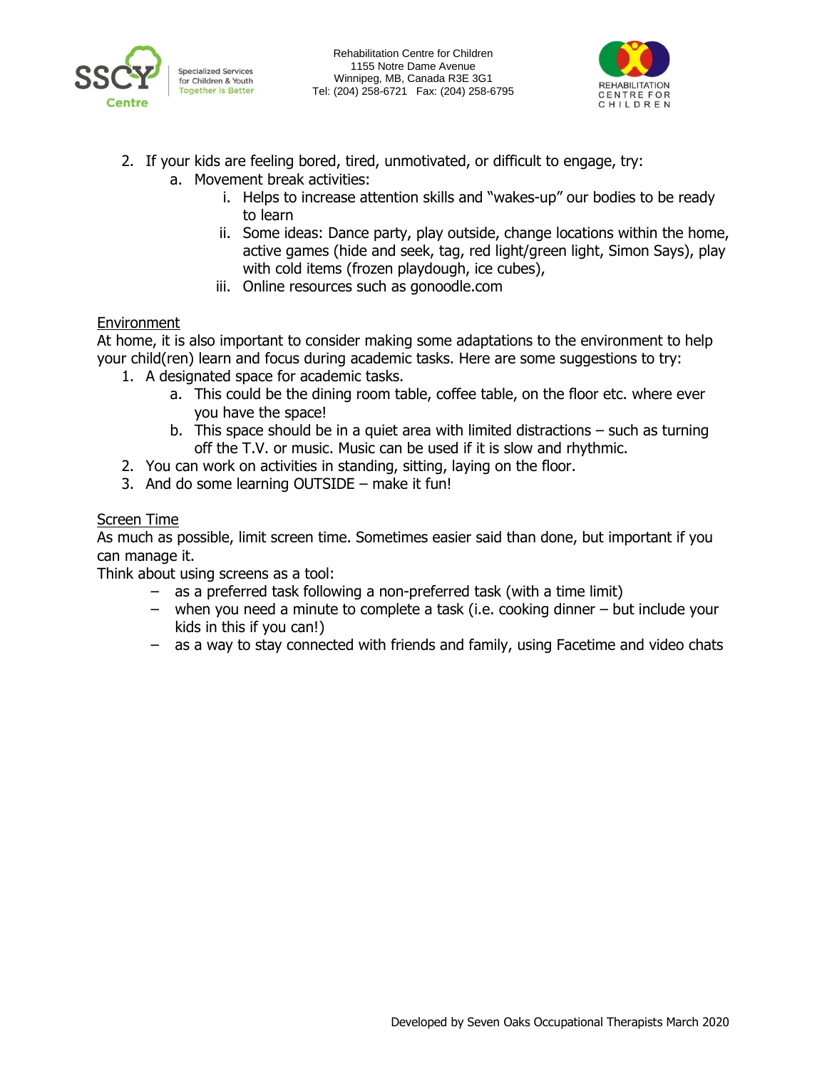2. If your kids are feeling bored, tired, unmotivated, or difficult to engage, try:
   a. Movement break activities:
      i. Helps to increase attention skills and "wakes-up" our bodies to be ready to learn
      ii. Some ideas: Dance party, play outside, change locations within the home, active games (hide and seek, tag, red light/green light, Simon Says), play with cold items (frozen playdough, ice cubes),
      iii. Online resources such as gonoodle.com

<u>Environment</u>

At home, it is also important to consider making some adaptations to the environment to help your child(ren) learn and focus during academic tasks. Here are some suggestions to try:

1. A designated space for academic tasks.
   a. This could be the dining room table, coffee table, on the floor etc. where ever you have the space!
   b. This space should be in a quiet area with limited distractions – such as turning off the T.V. or music. Music can be used if it is slow and rhythmic.
2. You can work on activities in standing, sitting, laying on the floor.
3. And do some learning OUTSIDE – make it fun!

<u>Screen Time</u>

As much as possible, limit screen time. Sometimes easier said than done, but important if you can manage it.

Think about using screens as a tool:

- as a preferred task following a non-preferred task (with a time limit)
- when you need a minute to complete a task (i.e. cooking dinner – but include your kids in this if you can!)
- as a way to stay connected with friends and family, using Facetime and video chats

Developed by Seven Oaks Occupational Therapists March 2020